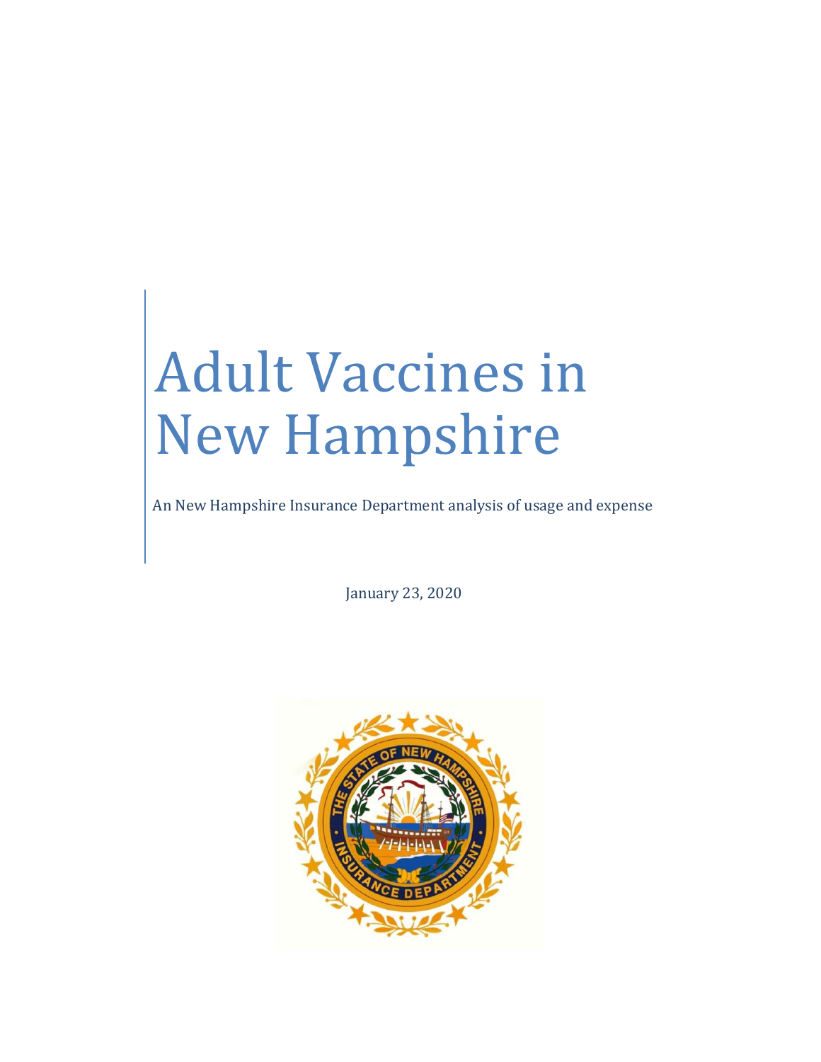# Adult Vaccines in New Hampshire

An New Hampshire Insurance Department analysis of usage and expense

January 23, 2020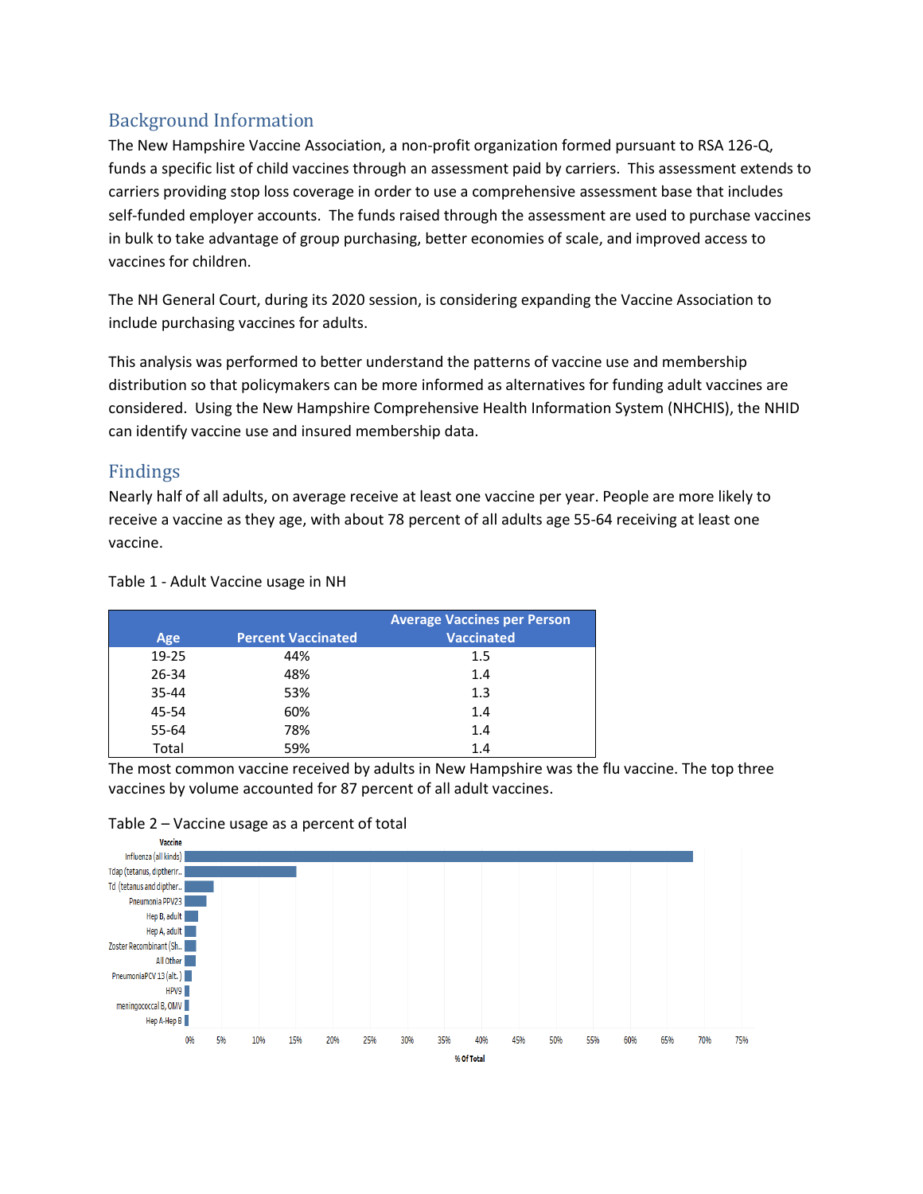## Background Information

The New Hampshire Vaccine Association, a non-profit organization formed pursuant to RSA 126-Q, funds a specific list of child vaccines through an assessment paid by carriers. This assessment extends to carriers providing stop loss coverage in order to use a comprehensive assessment base that includes self-funded employer accounts. The funds raised through the assessment are used to purchase vaccines in bulk to take advantage of group purchasing, better economies of scale, and improved access to vaccines for children.

The NH General Court, during its 2020 session, is considering expanding the Vaccine Association to include purchasing vaccines for adults.

This analysis was performed to better understand the patterns of vaccine use and membership distribution so that policymakers can be more informed as alternatives for funding adult vaccines are considered. Using the New Hampshire Comprehensive Health Information System (NHCHIS), the NHID can identify vaccine use and insured membership data.

## Findings

Nearly half of all adults, on average receive at least one vaccine per year. People are more likely to receive a vaccine as they age, with about 78 percent of all adults age 55-64 receiving at least one vaccine.

Table 1 - Adult Vaccine usage in NH

| Age | Percent Vaccinated | Average Vaccines per Person Vaccinated |
|---|---|---|
| 19-25 | 44% | 1.5 |
| 26-34 | 48% | 1.4 |
| 35-44 | 53% | 1.3 |
| 45-54 | 60% | 1.4 |
| 55-64 | 78% | 1.4 |
| Total | 59% | 1.4 |

The most common vaccine received by adults in New Hampshire was the flu vaccine. The top three vaccines by volume accounted for 87 percent of all adult vaccines.

Table 2 – Vaccine usage as a percent of total

Vaccine: Influenza (all kinds); Tdap (tetanus, diptheri..; Td (tetanus and dipther..; Pneumonia PPV23; Hep B, adult; Hep A, adult; Zoster Recombinant (Sh..; All Other; PneumoniaPCV 13 (alt.); HPV9; meningococcal B, OMV; Hep A-Hep B

% Of Total: 0% 5% 10% 15% 20% 25% 30% 35% 40% 45% 50% 55% 60% 65% 70% 75%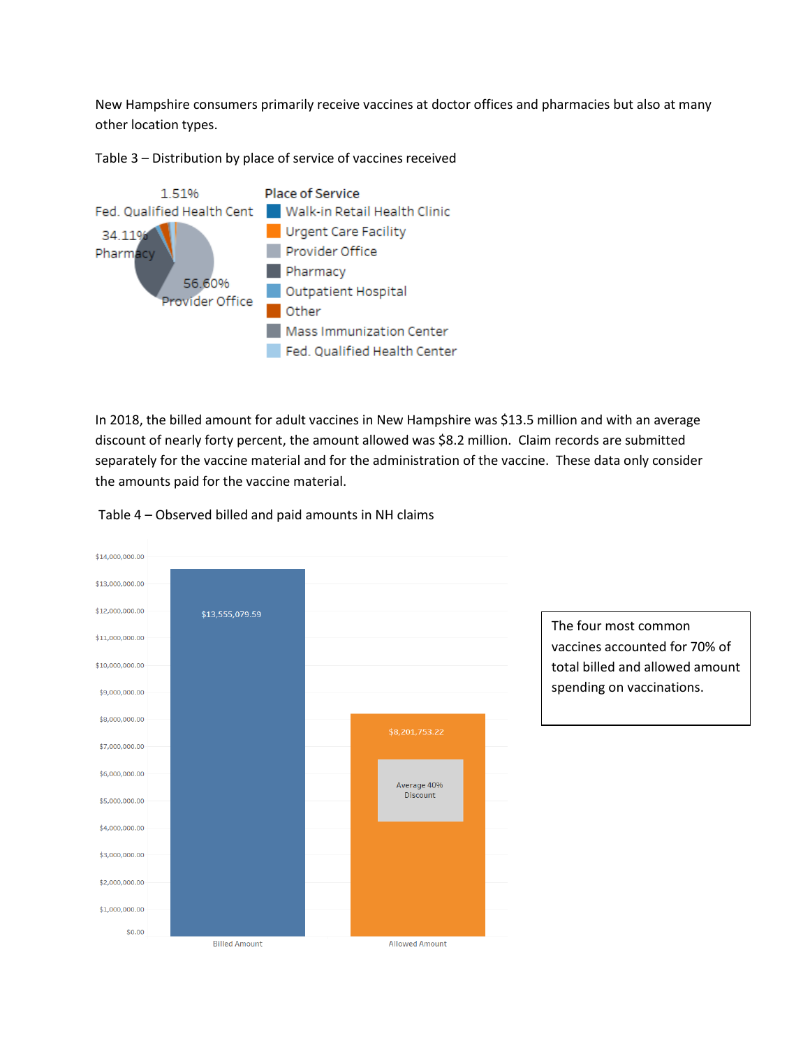New Hampshire consumers primarily receive vaccines at doctor offices and pharmacies but also at many other location types.

Table 3 – Distribution by place of service of vaccines received

1.51%
Fed. Qualified Health Cent

34.11%
Pharmacy

56.60%
Provider Office

Place of Service
- Walk-in Retail Health Clinic
- Urgent Care Facility
- Provider Office
- Pharmacy
- Outpatient Hospital
- Other
- Mass Immunization Center
- Fed. Qualified Health Center

In 2018, the billed amount for adult vaccines in New Hampshire was $13.5 million and with an average discount of nearly forty percent, the amount allowed was $8.2 million. Claim records are submitted separately for the vaccine material and for the administration of the vaccine. These data only consider the amounts paid for the vaccine material.

Table 4 – Observed billed and paid amounts in NH claims

| | Amount |
|---|---|
| Billed Amount | $13,555,079.59 |
| Allowed Amount | $8,201,753.22 |

Average 40% Discount

The four most common vaccines accounted for 70% of total billed and allowed amount spending on vaccinations.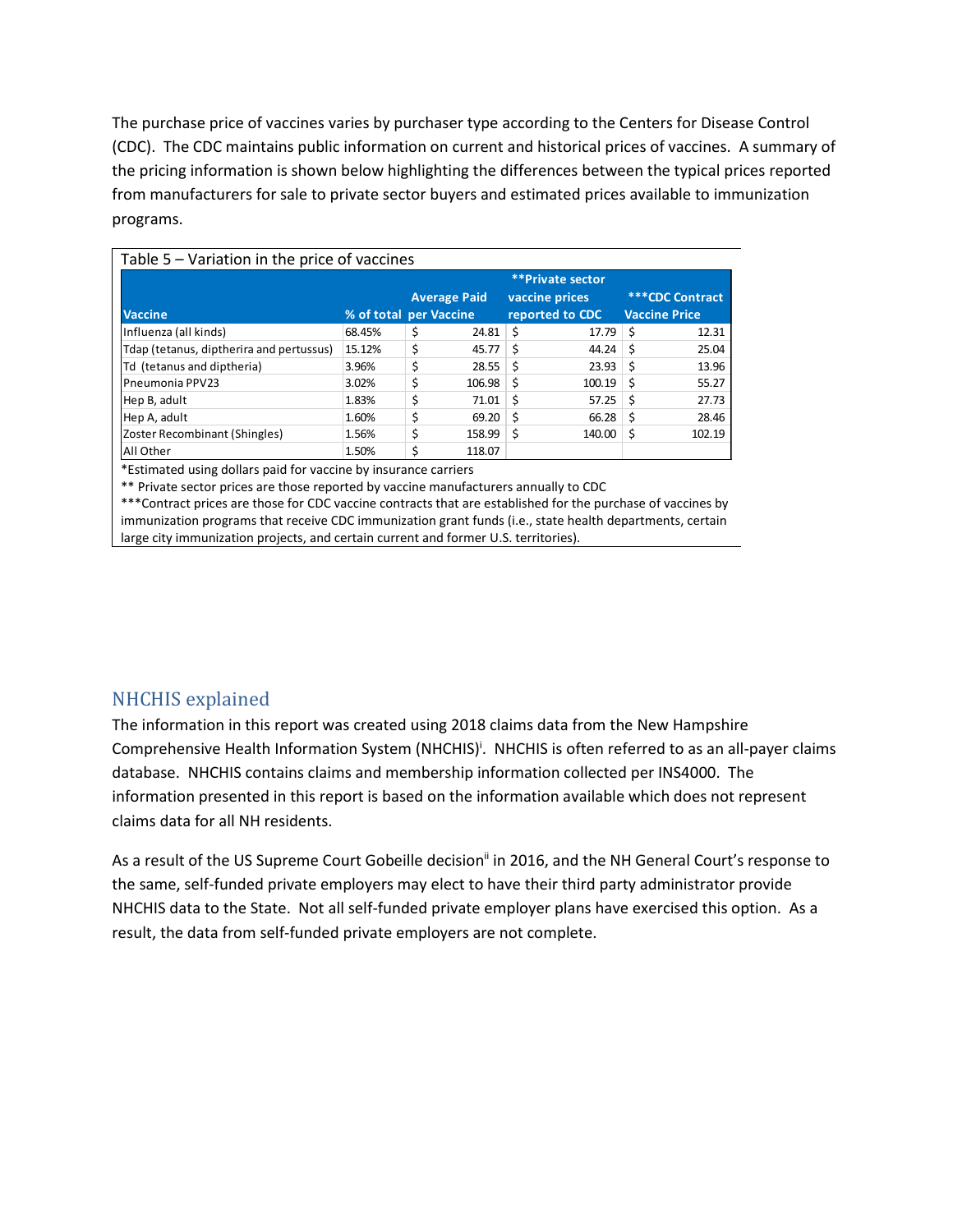The purchase price of vaccines varies by purchaser type according to the Centers for Disease Control (CDC). The CDC maintains public information on current and historical prices of vaccines. A summary of the pricing information is shown below highlighting the differences between the typical prices reported from manufacturers for sale to private sector buyers and estimated prices available to immunization programs.

Table 5 – Variation in the price of vaccines

| Vaccine | % of total | Average Paid per Vaccine | **Private sector vaccine prices reported to CDC | ***CDC Contract Vaccine Price |
|---|---|---|---|---|
| Influenza (all kinds) | 68.45% | $ 24.81 | $ 17.79 | $ 12.31 |
| Tdap (tetanus, diptherira and pertussus) | 15.12% | $ 45.77 | $ 44.24 | $ 25.04 |
| Td (tetanus and diptheria) | 3.96% | $ 28.55 | $ 23.93 | $ 13.96 |
| Pneumonia PPV23 | 3.02% | $ 106.98 | $ 100.19 | $ 55.27 |
| Hep B, adult | 1.83% | $ 71.01 | $ 57.25 | $ 27.73 |
| Hep A, adult | 1.60% | $ 69.20 | $ 66.28 | $ 28.46 |
| Zoster Recombinant (Shingles) | 1.56% | $ 158.99 | $ 140.00 | $ 102.19 |
| All Other | 1.50% | $ 118.07 | | |

*Estimated using dollars paid for vaccine by insurance carriers

** Private sector prices are those reported by vaccine manufacturers annually to CDC

***Contract prices are those for CDC vaccine contracts that are established for the purchase of vaccines by immunization programs that receive CDC immunization grant funds (i.e., state health departments, certain large city immunization projects, and certain current and former U.S. territories).

## NHCHIS explained

The information in this report was created using 2018 claims data from the New Hampshire Comprehensive Health Information System (NHCHIS)[i]. NHCHIS is often referred to as an all-payer claims database. NHCHIS contains claims and membership information collected per INS4000. The information presented in this report is based on the information available which does not represent claims data for all NH residents.

As a result of the US Supreme Court Gobeille decision[ii] in 2016, and the NH General Court's response to the same, self-funded private employers may elect to have their third party administrator provide NHCHIS data to the State. Not all self-funded private employer plans have exercised this option. As a result, the data from self-funded private employers are not complete.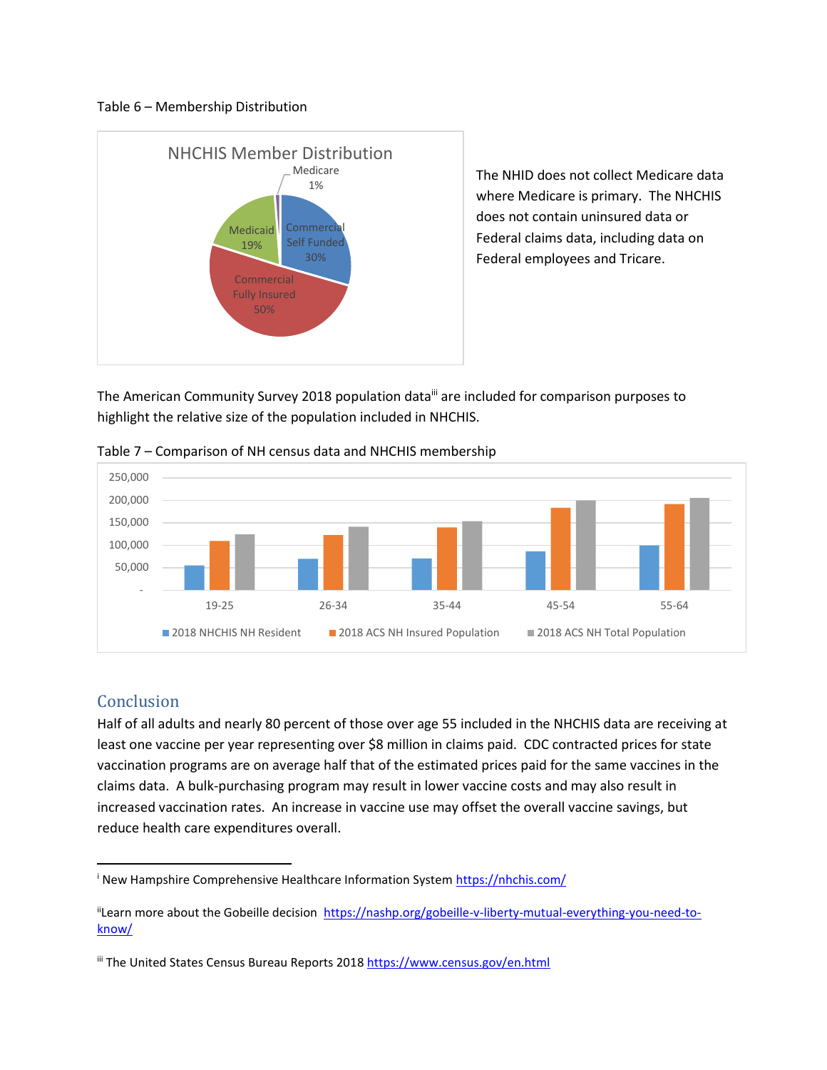Table 6 – Membership Distribution

NHCHIS Member Distribution

Medicare
1%

Commercial
Self Funded
30%

Medicaid
19%

Commercial
Fully Insured
50%

The NHID does not collect Medicare data where Medicare is primary. The NHCHIS does not contain uninsured data or Federal claims data, including data on Federal employees and Tricare.

The American Community Survey 2018 population data[iii] are included for comparison purposes to highlight the relative size of the population included in NHCHIS.

Table 7 – Comparison of NH census data and NHCHIS membership

250,000
200,000
150,000
100,000
50,000
-

19-25
26-34
35-44
45-54
55-64

2018 NHCHIS NH Resident
2018 ACS NH Insured Population
2018 ACS NH Total Population

## Conclusion

Half of all adults and nearly 80 percent of those over age 55 included in the NHCHIS data are receiving at least one vaccine per year representing over $8 million in claims paid. CDC contracted prices for state vaccination programs are on average half that of the estimated prices paid for the same vaccines in the claims data. A bulk-purchasing program may result in lower vaccine costs and may also result in increased vaccination rates. An increase in vaccine use may offset the overall vaccine savings, but reduce health care expenditures overall.

---

[i] New Hampshire Comprehensive Healthcare Information System https://nhchis.com/

[ii] Learn more about the Gobeille decision https://nashp.org/gobeille-v-liberty-mutual-everything-you-need-to-know/

[iii] The United States Census Bureau Reports 2018 https://www.census.gov/en.html